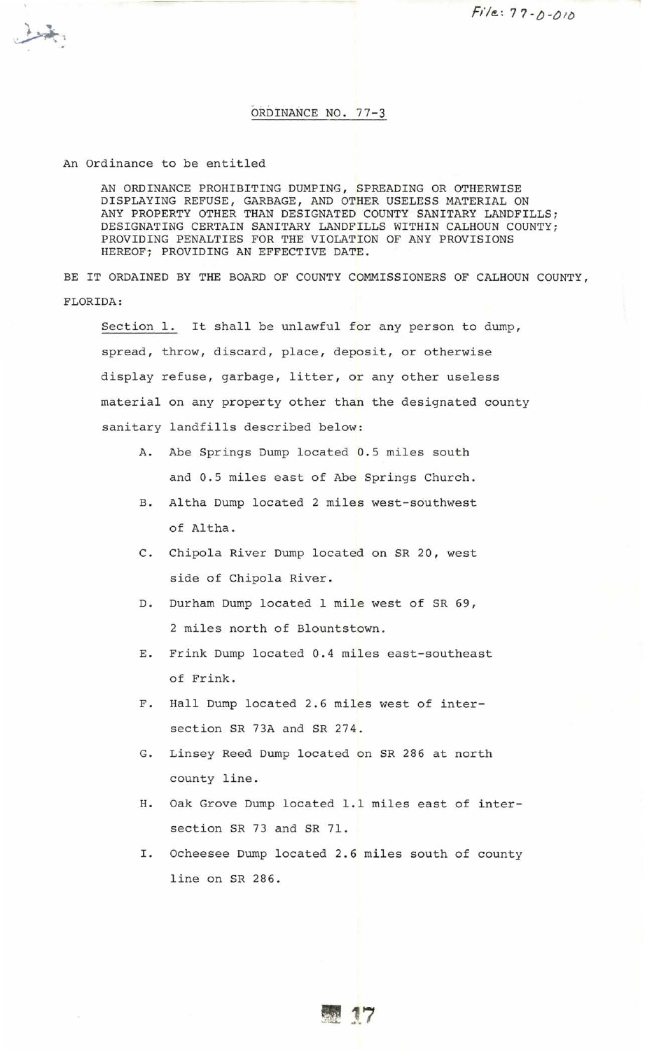File: 77-0-010

# ORDINANCE NO. 77-3

An Ordinance to be entitled

AN ORDINANCE PROHIBITING DUMPING, SPREADING OR OTHERWISE DISPLAYING REFUSE, GARBAGE, AND OTHER USELESS MATERIAL ON ANY PROPERTY OTHER THAN DESIGNATED COUNTY SANITARY LANDFILLS; DESIGNATING CERTAIN SANITARY LANDFILLS WITHIN CALHOUN COUNTY; PROVIDING PENALTIES FOR THE VIOLATION OF ANY PROVISIONS HEREOF; PROVIDING AN EFFECTIVE DATE.

BE IT ORDAINED BY THE BOARD OF COUNTY COMMISSIONERS OF CALHOUN COUNTY, FLORIDA:

Section 1. It shall be unlawful for any person to dump, spread, throw, discard, place, deposit, or otherwise display refuse, garbage, litter, or any other useless material on any property other than the designated county sanitary landfills described below:

A. Abe Springs Dump located 0.5 miles south and 0.5 miles east of Abe Springs Church.

B. Altha Dump located 2 miles west-southwest of Altha.

C. Chipola River Dump located on SR 20, west side of Chipola River.

D. Durham Dump located 1 mile west of SR 69, 2 miles north of Blountstown.

E. Frink Dump located 0.4 miles east-southeast of Frink.

F. Hall Dump located 2.6 miles west of intersection SR 73A and SR 274.

G. Linsey Reed Dump located on SR 286 at north county line.

H. Oak Grove Dump located 1.1 miles east of intersection SR 73 and SR 71.

I. Ocheesee Dump located 2.6 miles south of county line on SR 286.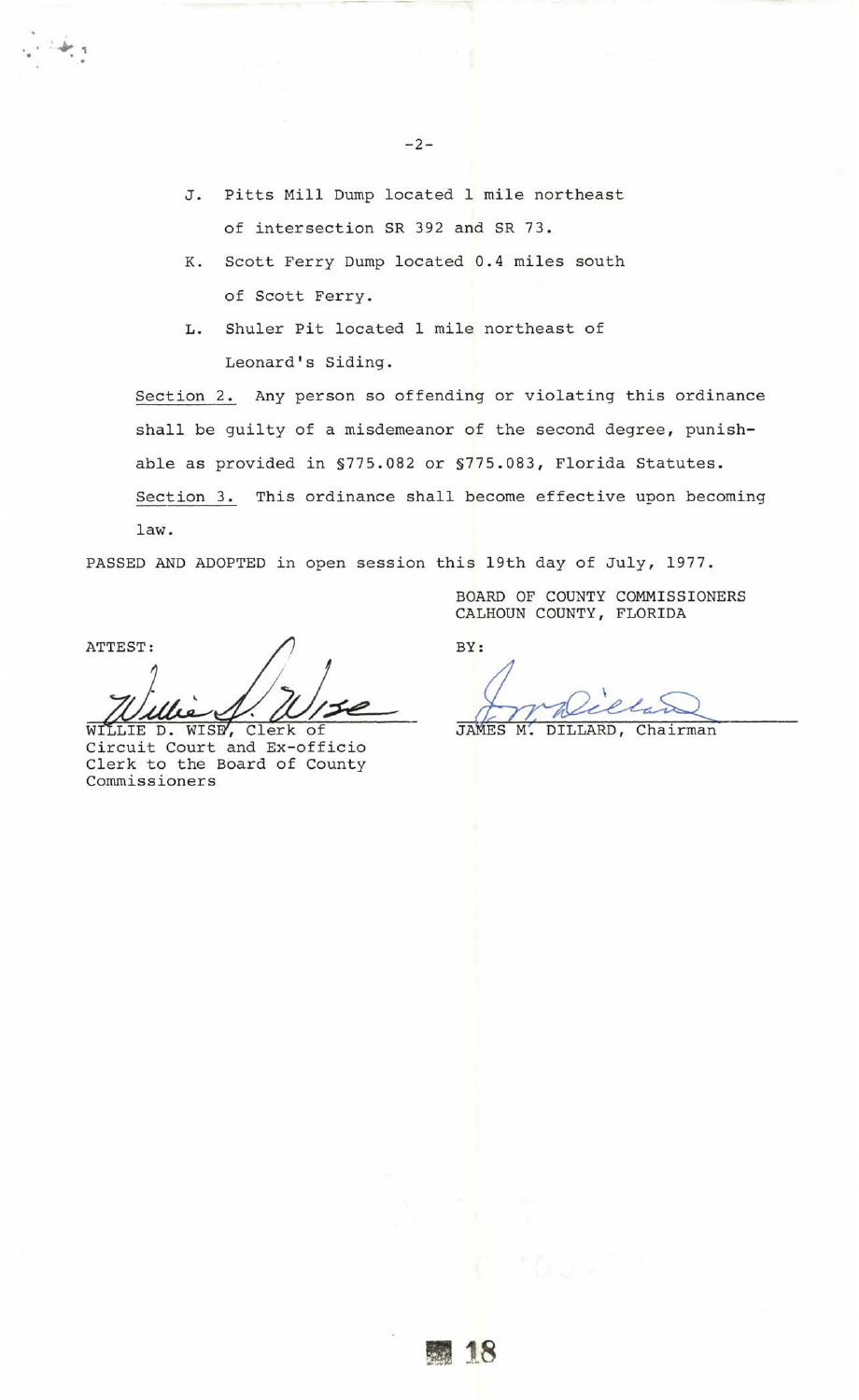J. Pitts Mill Dump located 1 mile northeast of intersection SR 392 and SR 73.

K. Scott Ferry Dump located 0.4 miles south of Scott Ferry.

L. Shuler Pit located 1 mile northeast of Leonard's Siding.

Section 2. Any person so offending or violating this ordinance shall be guilty of a misdemeanor of the second degree, punishable as provided in §775.082 or §775.083, Florida Statutes.

Section 3. This ordinance shall become effective upon becoming law.

PASSED AND ADOPTED in open session this 19th day of July, 1977.

BOARD OF COUNTY COMMISSIONERS
CALHOUN COUNTY, FLORIDA

ATTEST:

Willie D. Wise

WILLIE D. WISE, Clerk of Circuit Court and Ex-officio Clerk to the Board of County Commissioners

BY:

James M. Dillard

JAMES M. DILLARD, Chairman